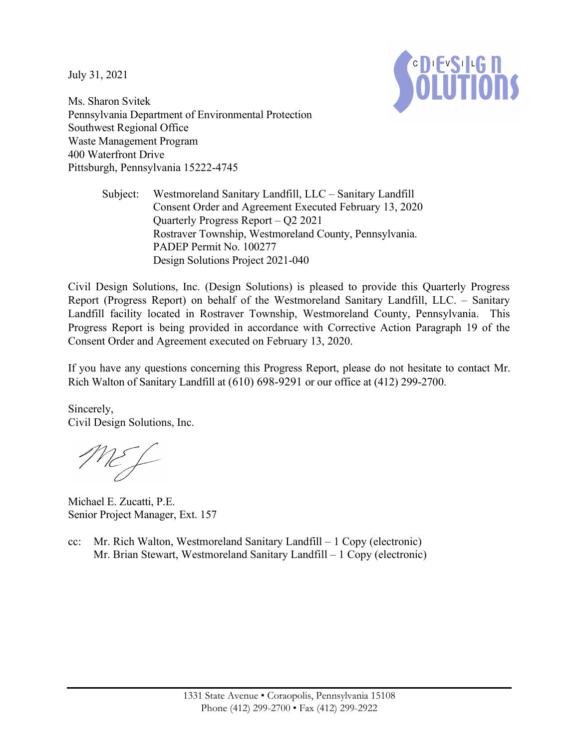July 31, 2021

Ms. Sharon Svitek
Pennsylvania Department of Environmental Protection
Southwest Regional Office
Waste Management Program
400 Waterfront Drive
Pittsburgh, Pennsylvania 15222-4745

Subject: Westmoreland Sanitary Landfill, LLC – Sanitary Landfill
Consent Order and Agreement Executed February 13, 2020
Quarterly Progress Report – Q2 2021
Rostraver Township, Westmoreland County, Pennsylvania.
PADEP Permit No. 100277
Design Solutions Project 2021-040

Civil Design Solutions, Inc. (Design Solutions) is pleased to provide this Quarterly Progress Report (Progress Report) on behalf of the Westmoreland Sanitary Landfill, LLC. – Sanitary Landfill facility located in Rostraver Township, Westmoreland County, Pennsylvania. This Progress Report is being provided in accordance with Corrective Action Paragraph 19 of the Consent Order and Agreement executed on February 13, 2020.

If you have any questions concerning this Progress Report, please do not hesitate to contact Mr. Rich Walton of Sanitary Landfill at (610) 698-9291 or our office at (412) 299-2700.

Sincerely,
Civil Design Solutions, Inc.

Michael E. Zucatti, P.E.
Senior Project Manager, Ext. 157

cc: Mr. Rich Walton, Westmoreland Sanitary Landfill – 1 Copy (electronic)
Mr. Brian Stewart, Westmoreland Sanitary Landfill – 1 Copy (electronic)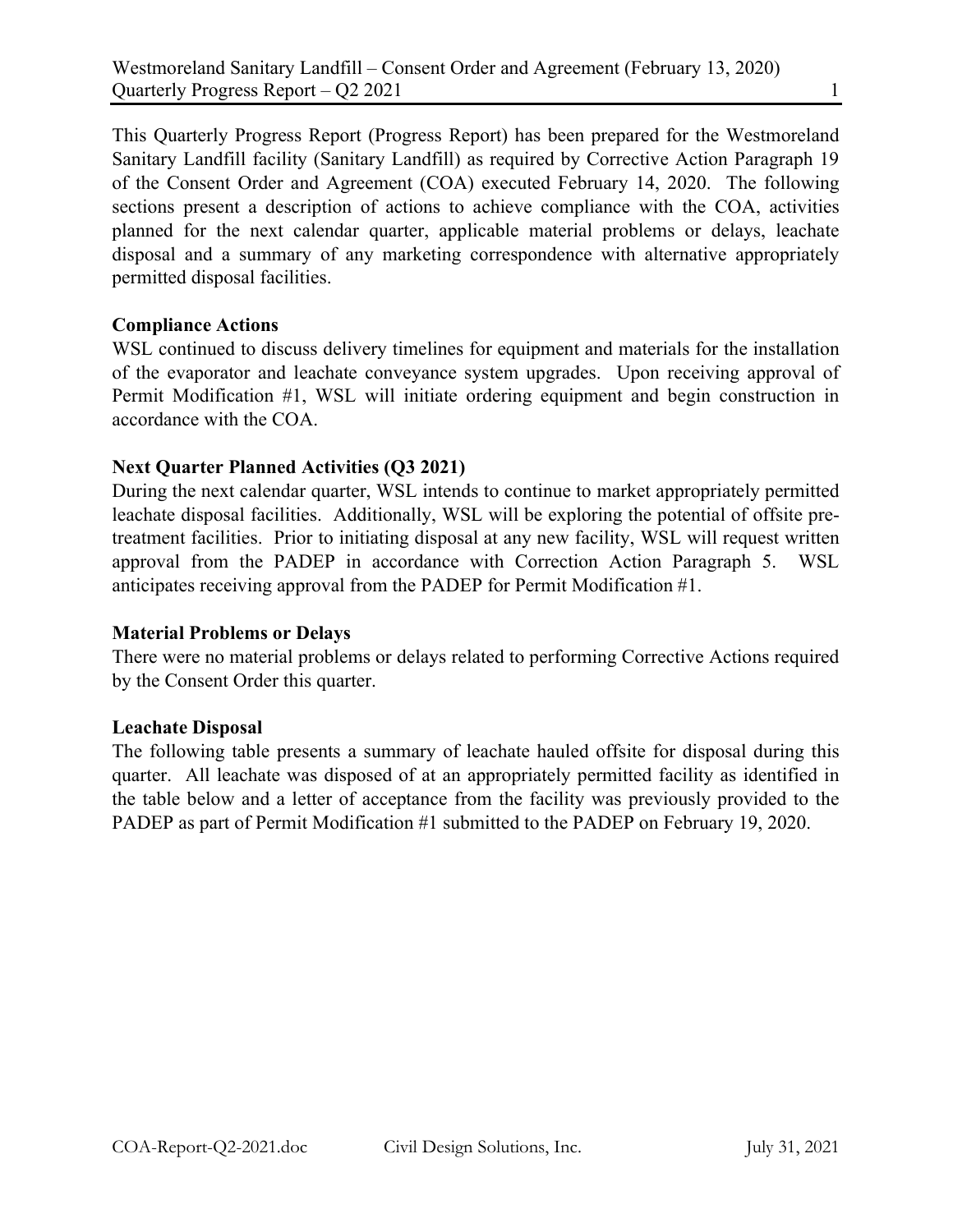This Quarterly Progress Report (Progress Report) has been prepared for the Westmoreland Sanitary Landfill facility (Sanitary Landfill) as required by Corrective Action Paragraph 19 of the Consent Order and Agreement (COA) executed February 14, 2020. The following sections present a description of actions to achieve compliance with the COA, activities planned for the next calendar quarter, applicable material problems or delays, leachate disposal and a summary of any marketing correspondence with alternative appropriately permitted disposal facilities.

**Compliance Actions**

WSL continued to discuss delivery timelines for equipment and materials for the installation of the evaporator and leachate conveyance system upgrades. Upon receiving approval of Permit Modification #1, WSL will initiate ordering equipment and begin construction in accordance with the COA.

**Next Quarter Planned Activities (Q3 2021)**

During the next calendar quarter, WSL intends to continue to market appropriately permitted leachate disposal facilities. Additionally, WSL will be exploring the potential of offsite pre-treatment facilities. Prior to initiating disposal at any new facility, WSL will request written approval from the PADEP in accordance with Correction Action Paragraph 5. WSL anticipates receiving approval from the PADEP for Permit Modification #1.

**Material Problems or Delays**

There were no material problems or delays related to performing Corrective Actions required by the Consent Order this quarter.

**Leachate Disposal**

The following table presents a summary of leachate hauled offsite for disposal during this quarter. All leachate was disposed of at an appropriately permitted facility as identified in the table below and a letter of acceptance from the facility was previously provided to the PADEP as part of Permit Modification #1 submitted to the PADEP on February 19, 2020.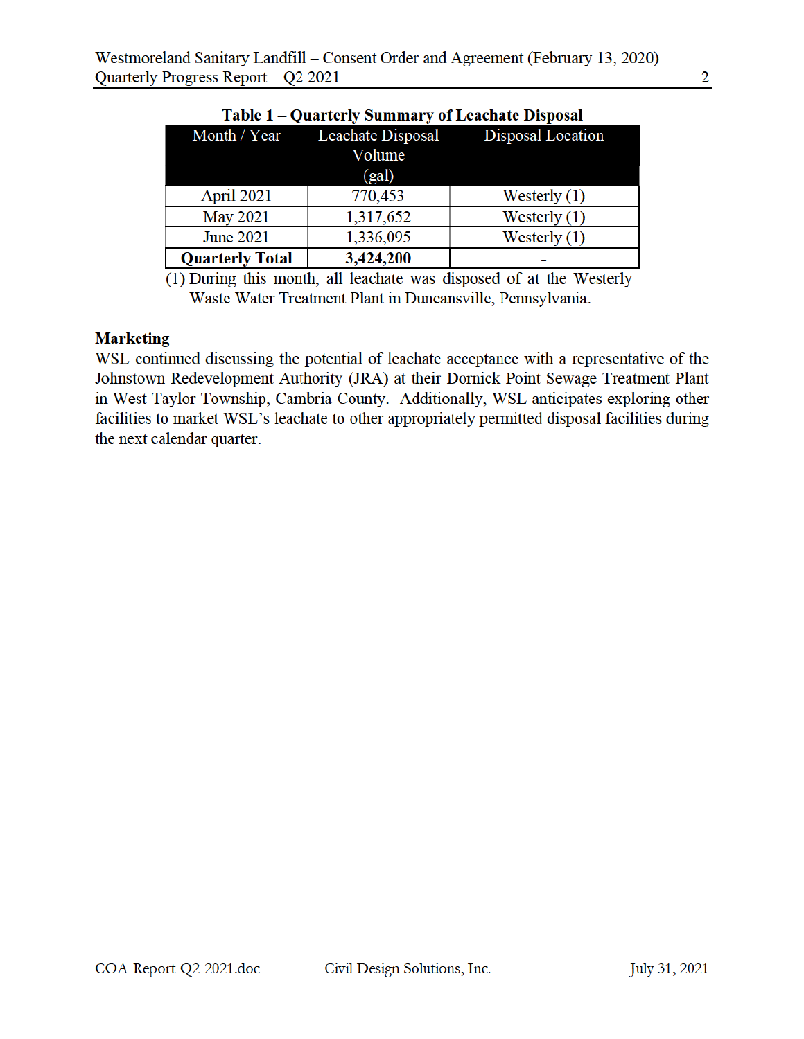**Table 1 – Quarterly Summary of Leachate Disposal**

| Month / Year | Leachate Disposal Volume (gal) | Disposal Location |
|---|---|---|
| April 2021 | 770,453 | Westerly (1) |
| May 2021 | 1,317,652 | Westerly (1) |
| June 2021 | 1,336,095 | Westerly (1) |
| **Quarterly Total** | **3,424,200** | - |

(1) During this month, all leachate was disposed of at the Westerly Waste Water Treatment Plant in Duncansville, Pennsylvania.

**Marketing**

WSL continued discussing the potential of leachate acceptance with a representative of the Johnstown Redevelopment Authority (JRA) at their Dornick Point Sewage Treatment Plant in West Taylor Township, Cambria County. Additionally, WSL anticipates exploring other facilities to market WSL's leachate to other appropriately permitted disposal facilities during the next calendar quarter.